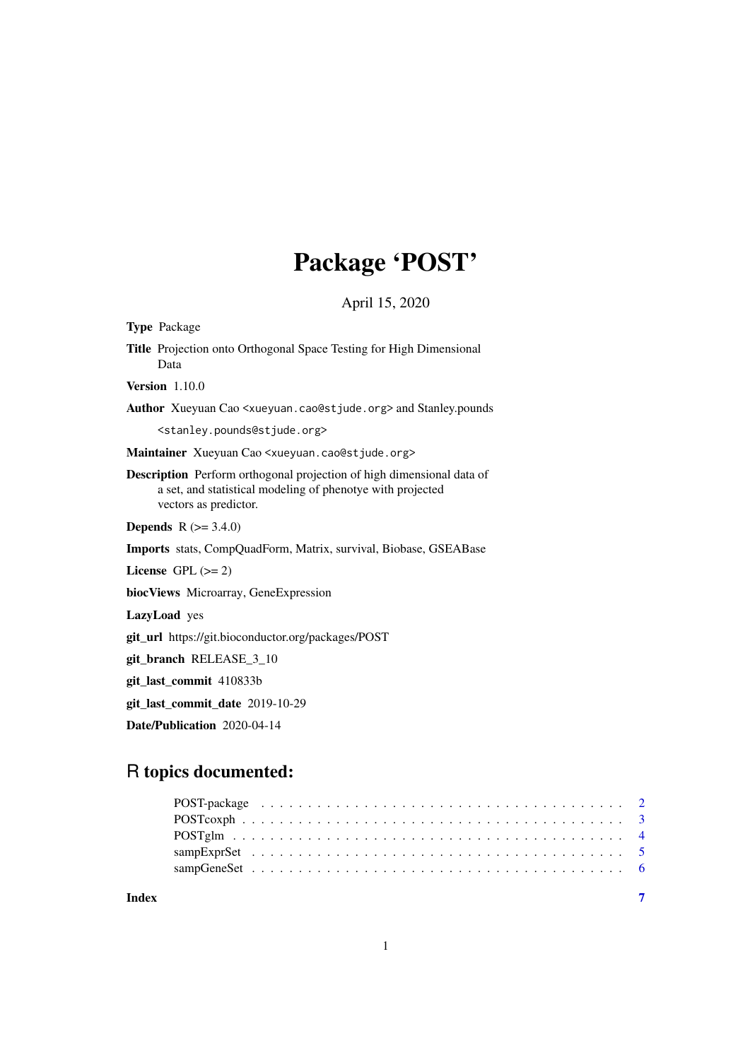# Package 'POST'

April 15, 2020

**Type** Package

**Title** Projection onto Orthogonal Space Testing for High Dimensional Data

**Version** 1.10.0

**Author** Xueyuan Cao <xueyuan.cao@stjude.org> and Stanley.pounds <stanley.pounds@stjude.org>

**Maintainer** Xueyuan Cao <xueyuan.cao@stjude.org>

**Description** Perform orthogonal projection of high dimensional data of a set, and statistical modeling of phenotye with projected vectors as predictor.

**Depends** R (>= 3.4.0)

**Imports** stats, CompQuadForm, Matrix, survival, Biobase, GSEABase

**License** GPL (>= 2)

**biocViews** Microarray, GeneExpression

**LazyLoad** yes

**git_url** https://git.bioconductor.org/packages/POST

**git_branch** RELEASE_3_10

**git_last_commit** 410833b

**git_last_commit_date** 2019-10-29

**Date/Publication** 2020-04-14

## R topics documented:

| | |
|---|---|
| POST-package | 2 |
| POSTcoxph | 3 |
| POSTglm | 4 |
| sampExprSet | 5 |
| sampGeneSet | 6 |
| **Index** | **7** |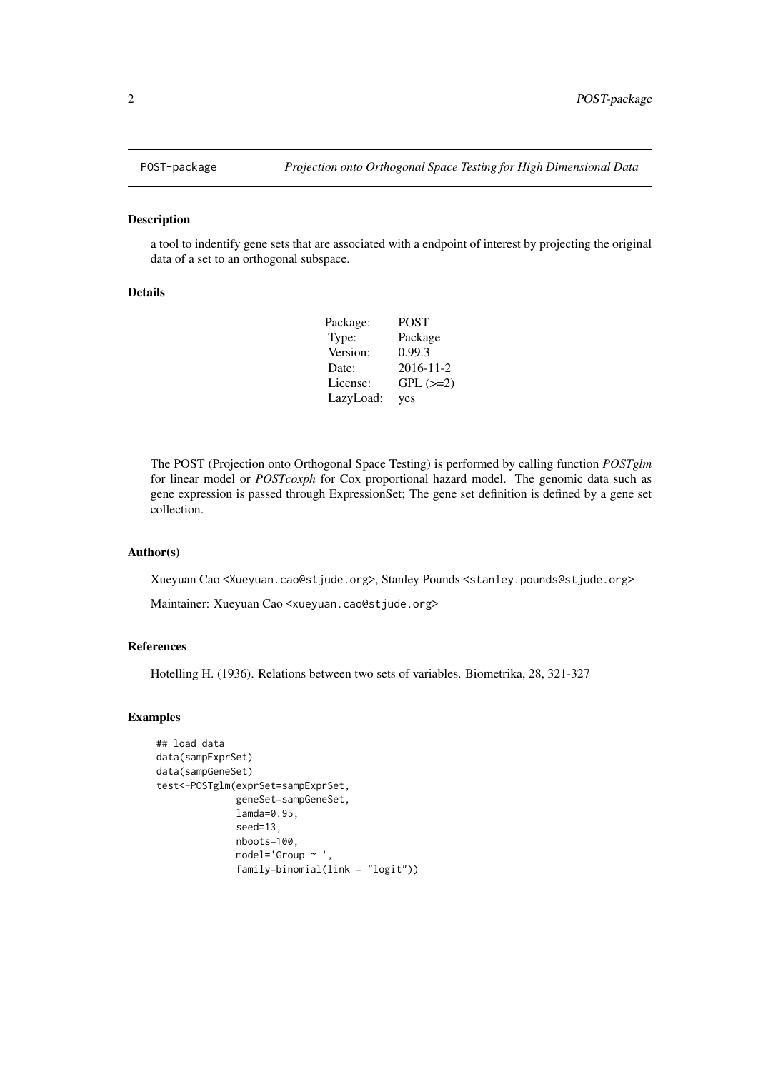## POST-package — *Projection onto Orthogonal Space Testing for High Dimensional Data*

### Description

a tool to indentify gene sets that are associated with a endpoint of interest by projecting the original data of a set to an orthogonal subspace.

### Details

| | |
|---|---|
| Package: | POST |
| Type: | Package |
| Version: | 0.99.3 |
| Date: | 2016-11-2 |
| License: | GPL (>=2) |
| LazyLoad: | yes |

The POST (Projection onto Orthogonal Space Testing) is performed by calling function *POSTglm* for linear model or *POSTcoxph* for Cox proportional hazard model. The genomic data such as gene expression is passed through ExpressionSet; The gene set definition is defined by a gene set collection.

### Author(s)

Xueyuan Cao <Xueyuan.cao@stjude.org>, Stanley Pounds <stanley.pounds@stjude.org>

Maintainer: Xueyuan Cao <xueyuan.cao@stjude.org>

### References

Hotelling H. (1936). Relations between two sets of variables. Biometrika, 28, 321-327

### Examples

```
## load data
data(sampExprSet)
data(sampGeneSet)
test<-POSTglm(exprSet=sampExprSet,
             geneSet=sampGeneSet,
             lamda=0.95,
             seed=13,
             nboots=100,
             model='Group ~ ',
             family=binomial(link = "logit"))
```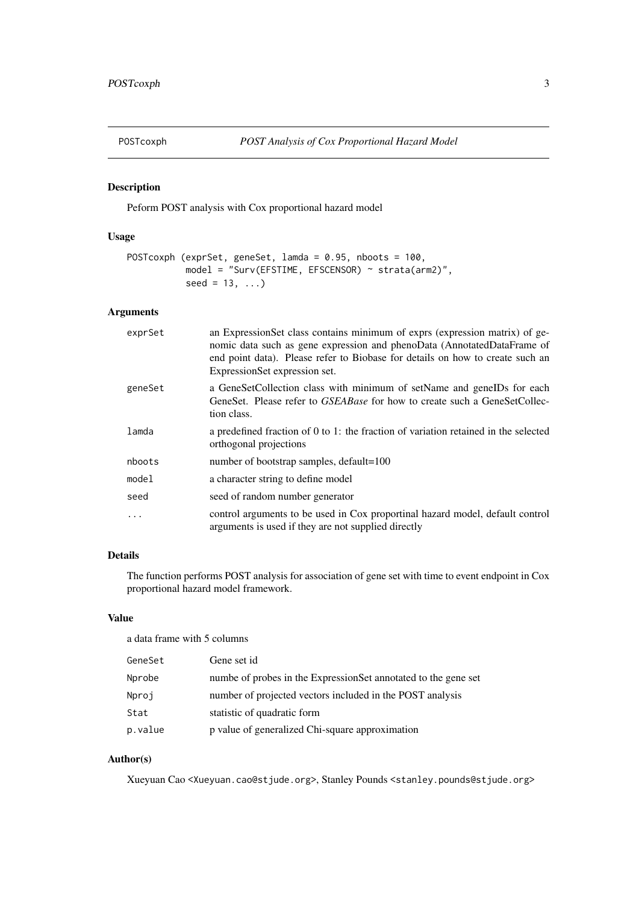# POSTcoxph — *POST Analysis of Cox Proportional Hazard Model*

## Description

Peform POST analysis with Cox proportional hazard model

## Usage

```
POSTcoxph (exprSet, geneSet, lamda = 0.95, nboots = 100,
           model = "Surv(EFSTIME, EFSCENSOR) ~ strata(arm2)",
           seed = 13, ...)
```

## Arguments

| | |
|---|---|
| exprSet | an ExpressionSet class contains minimum of exprs (expression matrix) of genomic data such as gene expression and phenoData (AnnotatedDataFrame of end point data). Please refer to Biobase for details on how to create such an ExpressionSet expression set. |
| geneSet | a GeneSetCollection class with minimum of setName and geneIDs for each GeneSet. Please refer to *GSEABase* for how to create such a GeneSetCollection class. |
| lamda | a predefined fraction of 0 to 1: the fraction of variation retained in the selected orthogonal projections |
| nboots | number of bootstrap samples, default=100 |
| model | a character string to define model |
| seed | seed of random number generator |
| ... | control arguments to be used in Cox proportinal hazard model, default control arguments is used if they are not supplied directly |

## Details

The function performs POST analysis for association of gene set with time to event endpoint in Cox proportional hazard model framework.

## Value

a data frame with 5 columns

| | |
|---|---|
| GeneSet | Gene set id |
| Nprobe | numbe of probes in the ExpressionSet annotated to the gene set |
| Nproj | number of projected vectors included in the POST analysis |
| Stat | statistic of quadratic form |
| p.value | p value of generalized Chi-square approximation |

## Author(s)

Xueyuan Cao <Xueyuan.cao@stjude.org>, Stanley Pounds <stanley.pounds@stjude.org>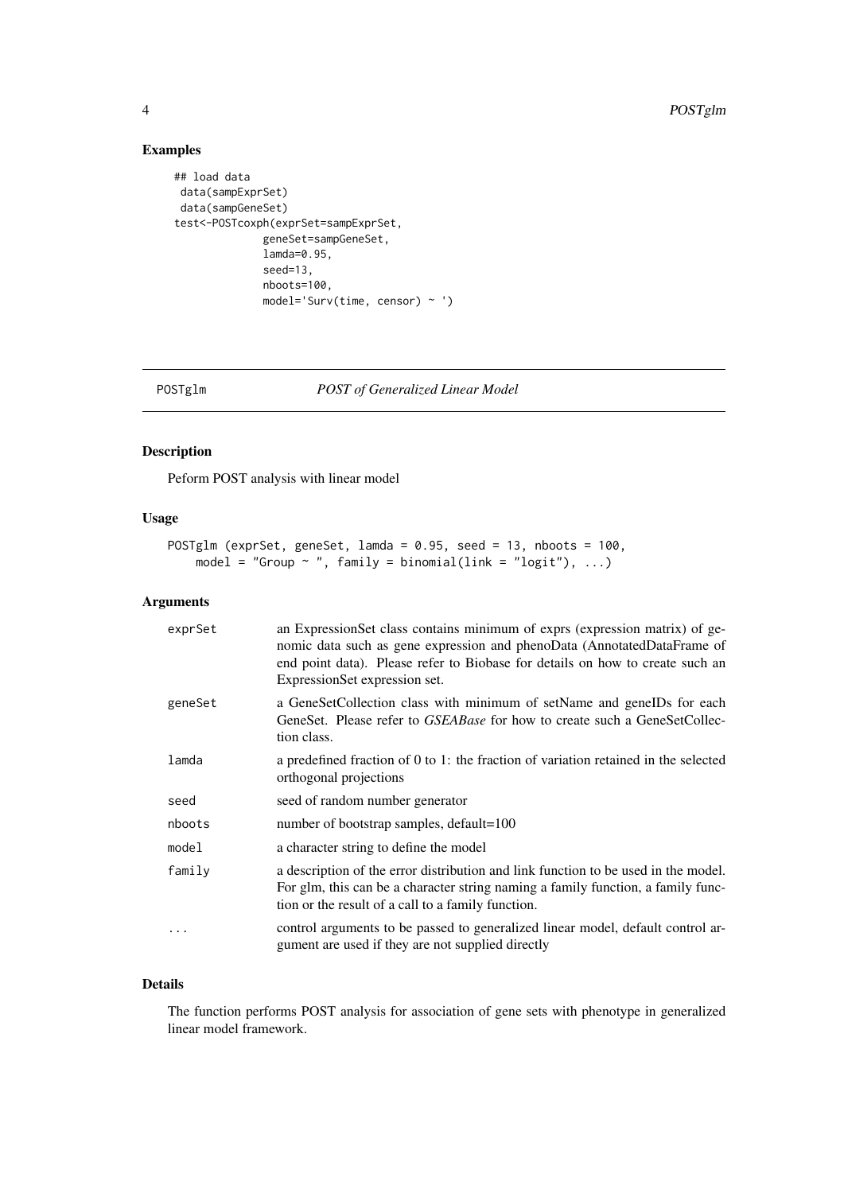## Examples

```
## load data
 data(sampExprSet)
 data(sampGeneSet)
test<-POSTcoxph(exprSet=sampExprSet,
             geneSet=sampGeneSet,
             lamda=0.95,
             seed=13,
             nboots=100,
             model='Surv(time, censor) ~ ')
```

---

# POSTglm — *POST of Generalized Linear Model*

---

## Description

Peform POST analysis with linear model

## Usage

```
POSTglm (exprSet, geneSet, lamda = 0.95, seed = 13, nboots = 100,
    model = "Group ~ ", family = binomial(link = "logit"), ...)
```

## Arguments

| | |
|---|---|
| exprSet | an ExpressionSet class contains minimum of exprs (expression matrix) of genomic data such as gene expression and phenoData (AnnotatedDataFrame of end point data). Please refer to Biobase for details on how to create such an ExpressionSet expression set. |
| geneSet | a GeneSetCollection class with minimum of setName and geneIDs for each GeneSet. Please refer to *GSEABase* for how to create such a GeneSetCollection class. |
| lamda | a predefined fraction of 0 to 1: the fraction of variation retained in the selected orthogonal projections |
| seed | seed of random number generator |
| nboots | number of bootstrap samples, default=100 |
| model | a character string to define the model |
| family | a description of the error distribution and link function to be used in the model. For glm, this can be a character string naming a family function, a family function or the result of a call to a family function. |
| ... | control arguments to be passed to generalized linear model, default control argument are used if they are not supplied directly |

## Details

The function performs POST analysis for association of gene sets with phenotype in generalized linear model framework.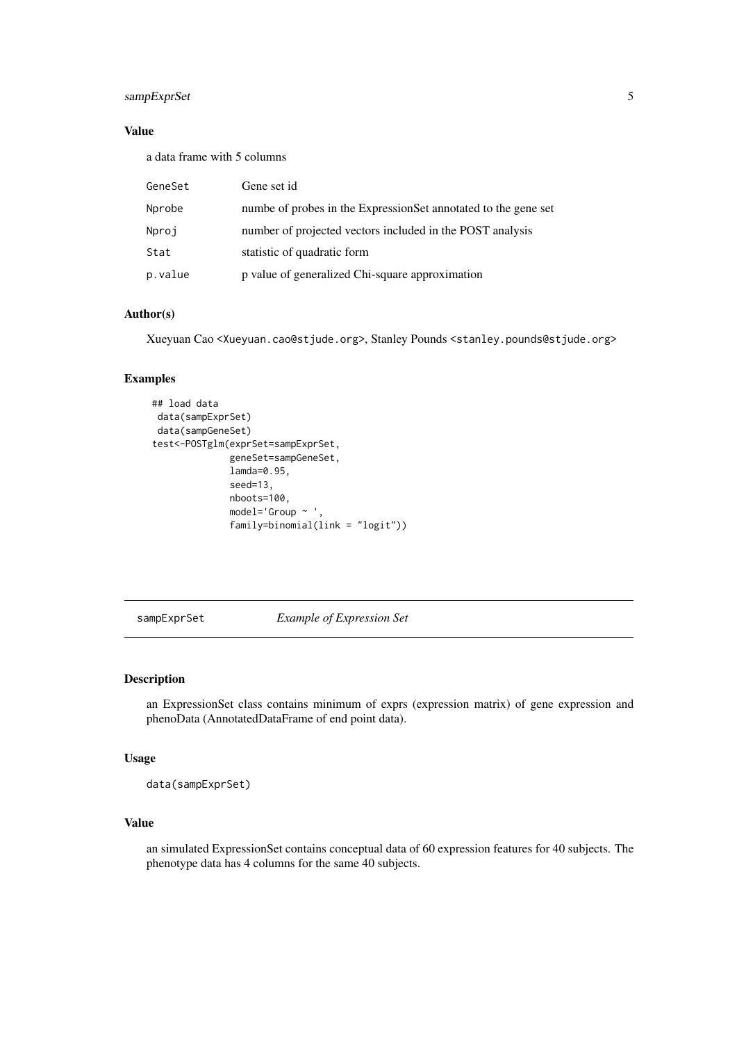### Value

a data frame with 5 columns

| | |
|---|---|
| GeneSet | Gene set id |
| Nprobe | numbe of probes in the ExpressionSet annotated to the gene set |
| Nproj | number of projected vectors included in the POST analysis |
| Stat | statistic of quadratic form |
| p.value | p value of generalized Chi-square approximation |

### Author(s)

Xueyuan Cao <Xueyuan.cao@stjude.org>, Stanley Pounds <stanley.pounds@stjude.org>

### Examples

```
## load data
 data(sampExprSet)
 data(sampGeneSet)
test<-POSTglm(exprSet=sampExprSet,
             geneSet=sampGeneSet,
             lamda=0.95,
             seed=13,
             nboots=100,
             model='Group ~ ',
             family=binomial(link = "logit"))
```

---

## sampExprSet *Example of Expression Set*

### Description

an ExpressionSet class contains minimum of exprs (expression matrix) of gene expression and phenoData (AnnotatedDataFrame of end point data).

### Usage

```
data(sampExprSet)
```

### Value

an simulated ExpressionSet contains conceptual data of 60 expression features for 40 subjects. The phenotype data has 4 columns for the same 40 subjects.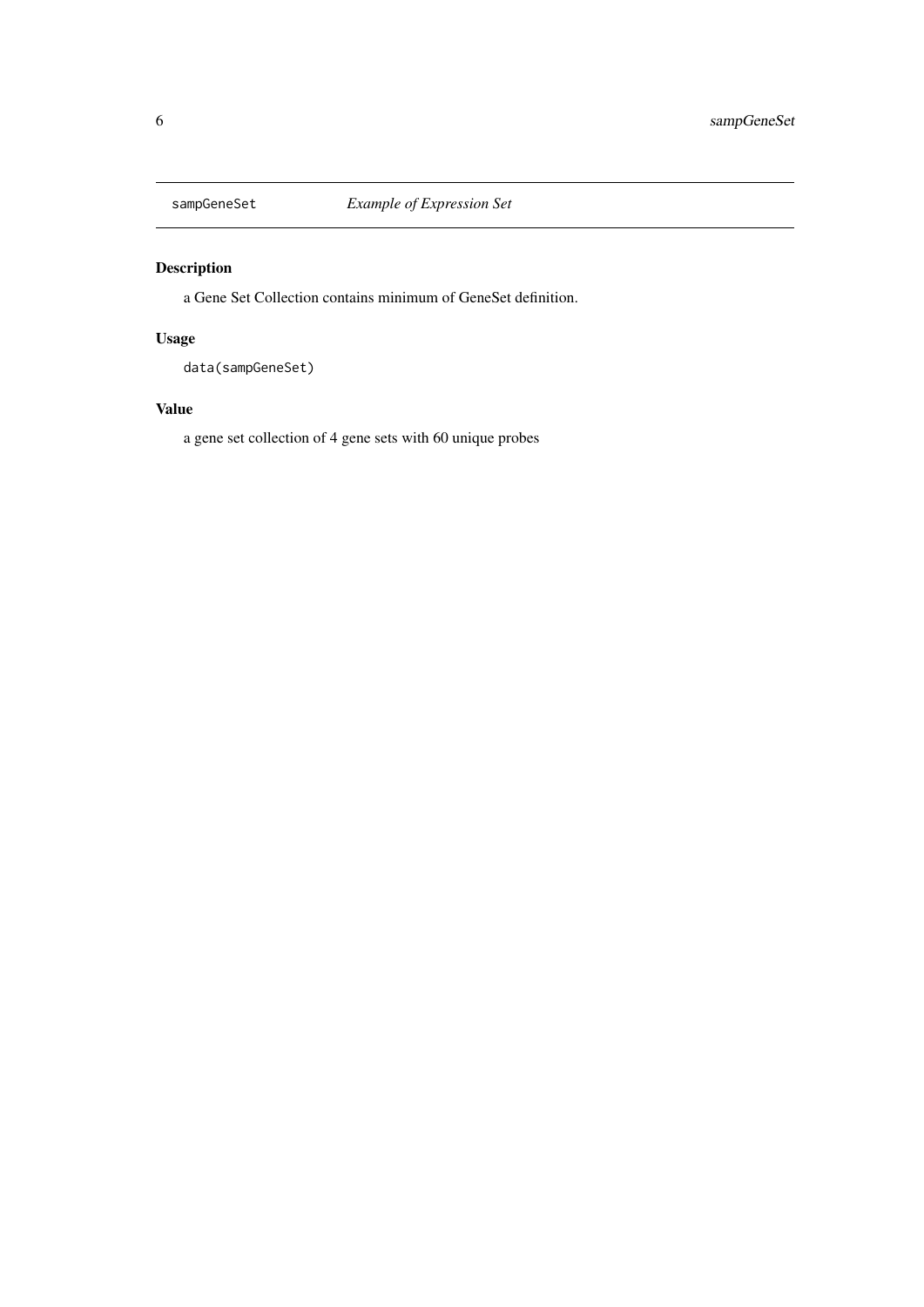sampGeneSet *Example of Expression Set*

## Description

a Gene Set Collection contains minimum of GeneSet definition.

## Usage

```
data(sampGeneSet)
```

## Value

a gene set collection of 4 gene sets with 60 unique probes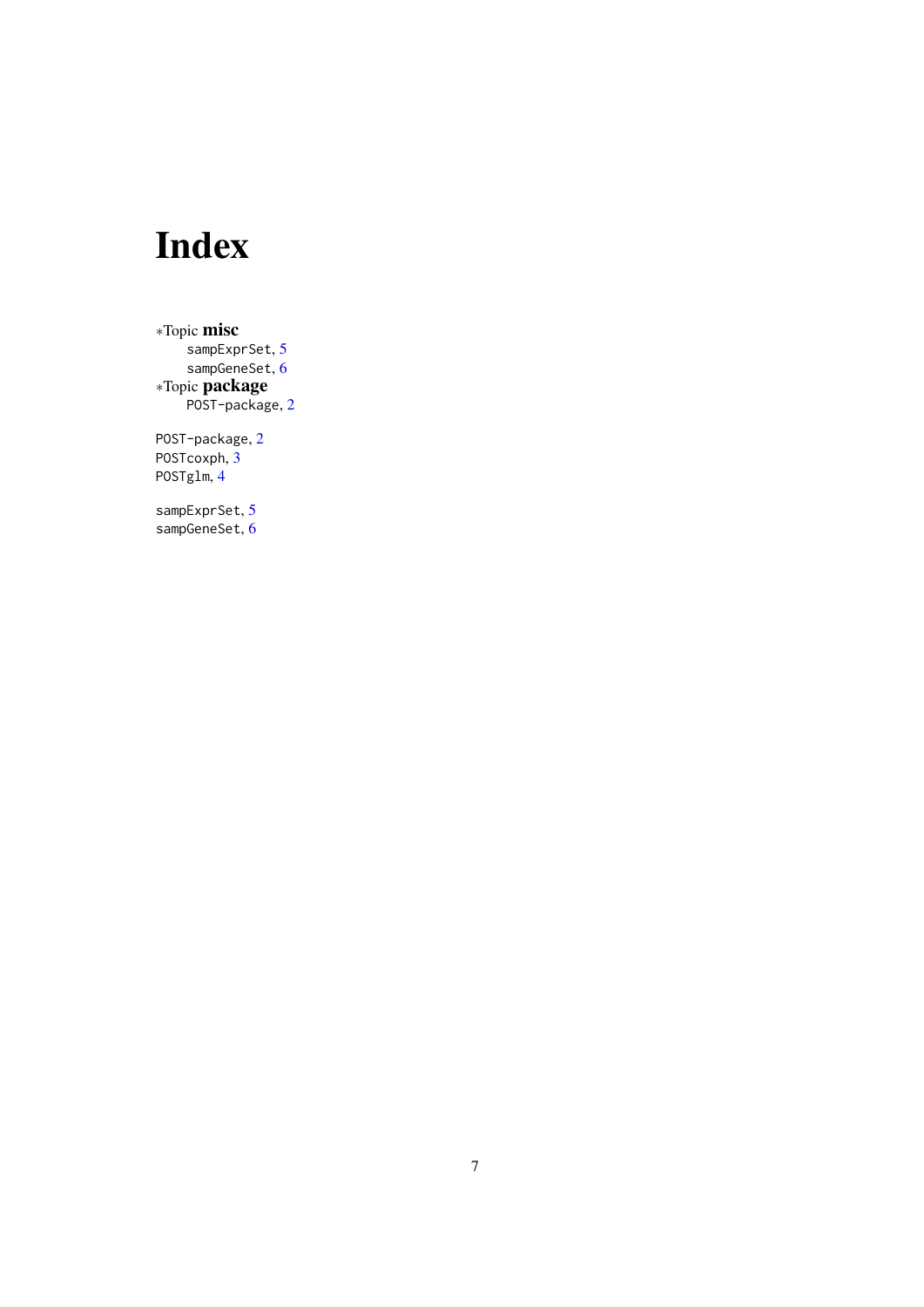# Index

*Topic **misc**
- sampExprSet, 5
- sampGeneSet, 6

*Topic **package**
- POST-package, 2

POST-package, 2
POSTcoxph, 3
POSTglm, 4

sampExprSet, 5
sampGeneSet, 6